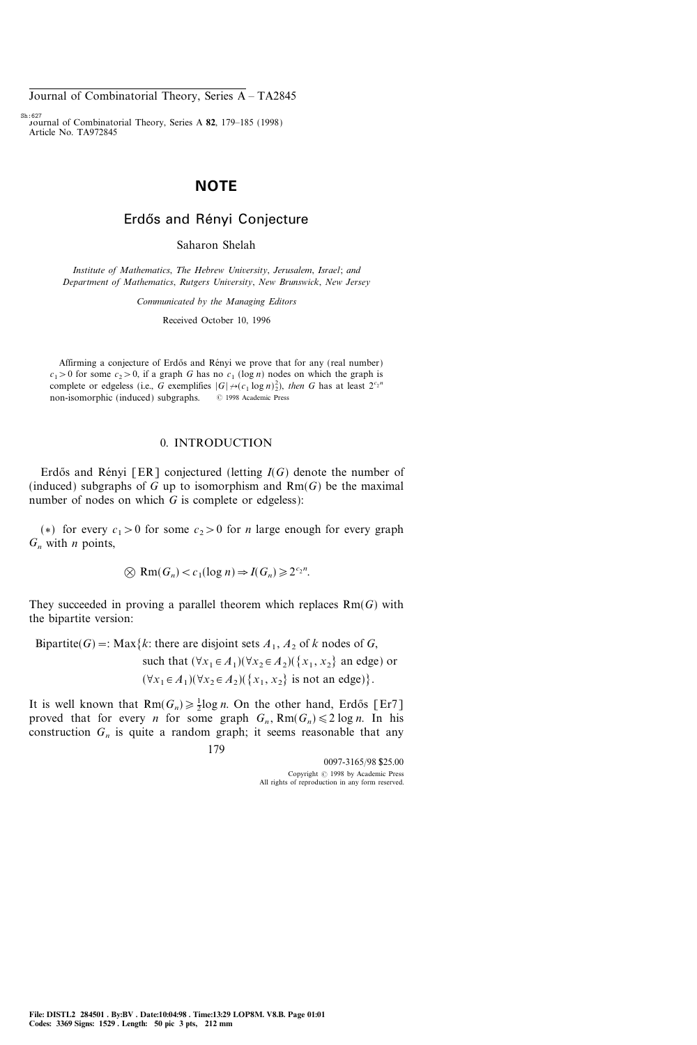# NOTE

## Erdős and Rényi Conjecture

Saharon Shelah

*Institute of Mathematics, The Hebrew University, Jerusalem, Israel; and Department of Mathematics, Rutgers University, New Brunswick, New Jersey*

*Communicated by the Managing Editors*

Received October 10, 1996

Affirming a conjecture of Erdős and Rényi we prove that for any (real number) $c_1 > 0$ for some $c_2 > 0$, if a graph $G$ has no $c_1$ $(\log n)$ nodes on which the graph is complete or edgeless (i.e., $G$ exemplifies $|G| \nrightarrow (c_1 \log n)_2^2$), *then* $G$ has at least $2^{c_2 n}$ non-isomorphic (induced) subgraphs. © 1998 Academic Press

### 0. INTRODUCTION

Erdős and Rényi [ER] conjectured (letting $I(G)$ denote the number of (induced) subgraphs of $G$ up to isomorphism and $\mathrm{Rm}(G)$ be the maximal number of nodes on which $G$ is complete or edgeless):

$(*)$ for every $c_1 > 0$ for some $c_2 > 0$ for $n$ large enough for every graph $G_n$ with $n$ points,

$$\otimes\ \mathrm{Rm}(G_n) < c_1(\log n) \Rightarrow I(G_n) \geqslant 2^{c_2 n}.$$

They succeeded in proving a parallel theorem which replaces $\mathrm{Rm}(G)$ with the bipartite version:

$$\begin{aligned} \mathrm{Bipartite}(G) =: \mathrm{Max}\{k: & \text{ there are disjoint sets } A_1, A_2 \text{ of } k \text{ nodes of } G, \\ & \text{such that } (\forall x_1 \in A_1)(\forall x_2 \in A_2)(\{x_1, x_2\} \text{ an edge}) \text{ or} \\ & (\forall x_1 \in A_1)(\forall x_2 \in A_2)(\{x_1, x_2\} \text{ is not an edge})\}. \end{aligned}$$

It is well known that $\mathrm{Rm}(G_n) \geqslant \frac{1}{2} \log n$. On the other hand, Erdős [Er7] proved that for every $n$ for some graph $G_n$, $\mathrm{Rm}(G_n) \leqslant 2 \log n$. In his construction $G_n$ is quite a random graph; it seems reasonable that any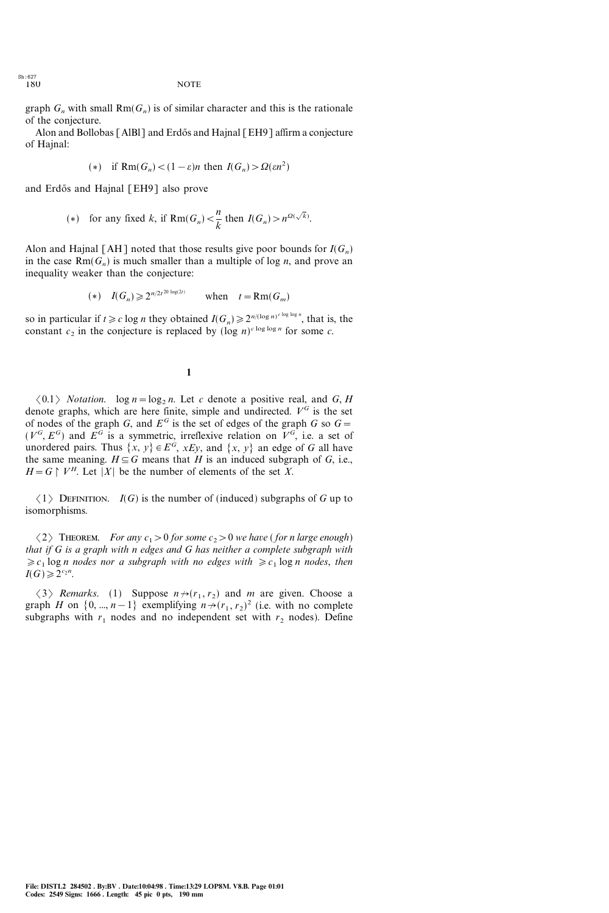graph $G_n$ with small $\mathrm{Rm}(G_n)$ is of similar character and this is the rationale of the conjecture.

Alon and Bollobas [AlBl] and Erdős and Hajnal [EH9] affirm a conjecture of Hajnal:

$$(*) \quad \text{if } \mathrm{Rm}(G_n) < (1-\varepsilon)n \text{ then } I(G_n) > \Omega(\varepsilon n^2)$$

and Erdős and Hajnal [EH9] also prove

$$(*) \quad \text{for any fixed } k, \text{ if } \mathrm{Rm}(G_n) < \frac{n}{k} \text{ then } I(G_n) > n^{\Omega(\sqrt{k})}.$$

Alon and Hajnal [AH] noted that those results give poor bounds for $I(G_n)$ in the case $\mathrm{Rm}(G_n)$ is much smaller than a multiple of $\log n$, and prove an inequality weaker than the conjecture:

$$(*) \quad I(G_n) \geqslant 2^{n/2t^{20 \log(2t)}} \qquad \text{when} \quad t = \mathrm{Rm}(G_m)$$

so in particular if $t \geqslant c \log n$ they obtained $I(G_n) \geqslant 2^{n/(\log n)^{c \log \log n}}$, that is, the constant $c_2$ in the conjecture is replaced by $(\log n)^{c \log \log n}$ for some $c$.

## 1

$\langle 0.1 \rangle$ *Notation.* $\log n = \log_2 n$. Let $c$ denote a positive real, and $G, H$ denote graphs, which are here finite, simple and undirected. $V^G$ is the set of nodes of the graph $G$, and $E^G$ is the set of edges of the graph $G$ so $G = (V^G, E^G)$ and $E^G$ is a symmetric, irreflexive relation on $V^G$, i.e. a set of unordered pairs. Thus $\{x, y\} \in E^G$, $xEy$, and $\{x, y\}$ an edge of $G$ all have the same meaning. $H \subseteq G$ means that $H$ is an induced subgraph of $G$, i.e., $H = G \restriction V^H$. Let $|X|$ be the number of elements of the set $X$.

$\langle 1 \rangle$ DEFINITION. $I(G)$ is the number of (induced) subgraphs of $G$ up to isomorphisms.

$\langle 2 \rangle$ THEOREM. *For any $c_1 > 0$ for some $c_2 > 0$ we have (for $n$ large enough) that if $G$ is a graph with $n$ edges and $G$ has neither a complete subgraph with $\geqslant c_1 \log n$ nodes nor a subgraph with no edges with $\geqslant c_1 \log n$ nodes, then $I(G) \geqslant 2^{c_2 n}$.*

$\langle 3 \rangle$ *Remarks.* (1) Suppose $n \nrightarrow (r_1, r_2)$ and $m$ are given. Choose a graph $H$ on $\{0, ..., n-1\}$ exemplifying $n \nrightarrow (r_1, r_2)^2$ (i.e. with no complete subgraphs with $r_1$ nodes and no independent set with $r_2$ nodes). Define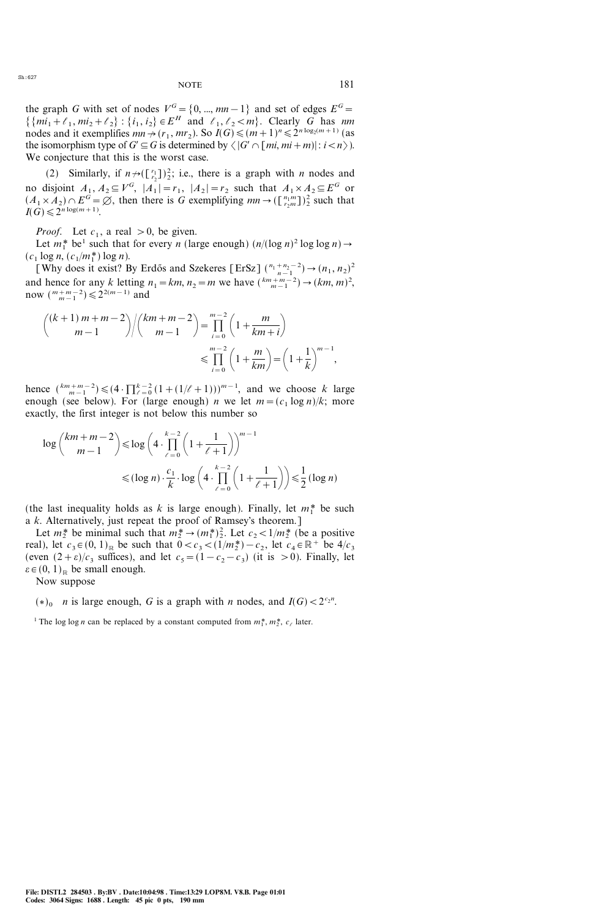the graph $G$ with set of nodes $V^G = \{0, ..., mn-1\}$ and set of edges $E^G = \{\{mi_1 + \ell_1, mi_2 + \ell_2\} : \{i_1, i_2\} \in E^H$ and $\ell_1, \ell_2 < m\}$. Clearly $G$ has $nm$ nodes and it exemplifies $mn \nrightarrow (r_1, mr_2)$. So $I(G) \leqslant (m+1)^n \leqslant 2^{n \log_2(m+1)}$ (as the isomorphism type of $G' \subseteq G$ is determined by $\langle |G' \cap [mi, mi+m)| : i < n \rangle$). We conjecture that this is the worst case.

(2) Similarly, if $n \nrightarrow ([{r_1 \atop r_2}])^2_2$; i.e., there is a graph with $n$ nodes and no disjoint $A_1, A_2 \subseteq V^G$, $|A_1| = r_1$, $|A_2| = r_2$ such that $A_1 \times A_2 \subseteq E^G$ or $(A_1 \times A_2) \cap E^G = \varnothing$, then there is $G$ exemplifying $mn \rightarrow ([{n_1 m \atop r_2 m}])^2_2$ such that $I(G) \leqslant 2^{n \log(m+1)}$.

*Proof.* Let $c_1$, a real $> 0$, be given.

Let $m_1^*$ be[1] such that for every $n$ (large enough) $(n/(\log n)^2 \log \log n) \rightarrow (c_1 \log n, (c_1/m_1^*) \log n)$.

[Why does it exist? By Erdős and Szekeres [ErSz] $\binom{n_1+n_2-2}{n-1} \rightarrow (n_1, n_2)^2$ and hence for any $k$ letting $n_1 = km$, $n_2 = m$ we have $\binom{km+m-2}{m-1} \rightarrow (km, m)^2$, now $\binom{m+m-2}{m-1} \leqslant 2^{2(m-1)}$ and

$$\binom{(k+1)m+m-2}{m-1} \Big/ \binom{km+m-2}{m-1} = \prod_{i=0}^{m-2} \left(1 + \frac{m}{km+i}\right) \leqslant \prod_{i=0}^{m-2} \left(1 + \frac{m}{km}\right) = \left(1 + \frac{1}{k}\right)^{m-1},$$

hence $\binom{km+m-2}{m-1} \leqslant (4 \cdot \prod_{\ell=0}^{k-2} (1 + (1/\ell+1)))^{m-1}$, and we choose $k$ large enough (see below). For (large enough) $n$ we let $m = (c_1 \log n)/k$; more exactly, the first integer is not below this number so

$$\log \binom{km+m-2}{m-1} \leqslant \log \left(4 \cdot \prod_{\ell=0}^{k-2} \left(1 + \frac{1}{\ell+1}\right)\right)^{m-1} \leqslant (\log n) \cdot \frac{c_1}{k} \cdot \log \left(4 \cdot \prod_{\ell=0}^{k-2} \left(1 + \frac{1}{\ell+1}\right)\right) \leqslant \frac{1}{2} (\log n)$$

(the last inequality holds as $k$ is large enough). Finally, let $m_1^*$ be such a $k$. Alternatively, just repeat the proof of Ramsey's theorem.]

Let $m_2^*$ be minimal such that $m_2^* \rightarrow (m_1^*)^2_2$. Let $c_2 < 1/m_2^*$ (be a positive real), let $c_3 \in (0, 1)_{\mathbb{R}}$ be such that $0 < c_3 < (1/m_2^*) - c_2$, let $c_4 \in \mathbb{R}^+$ be $4/c_3$ (even $(2+\varepsilon)/c_3$ suffices), and let $c_5 = (1 - c_2 - c_3)$ (it is $> 0$). Finally, let $\varepsilon \in (0, 1)_{\mathbb{R}}$ be small enough.

Now suppose

$(*)_0$ $n$ is large enough, $G$ is a graph with $n$ nodes, and $I(G) < 2^{c_2 n}$.

[1] The $\log \log n$ can be replaced by a constant computed from $m_1^*$, $m_2^*$, $c_\ell$ later.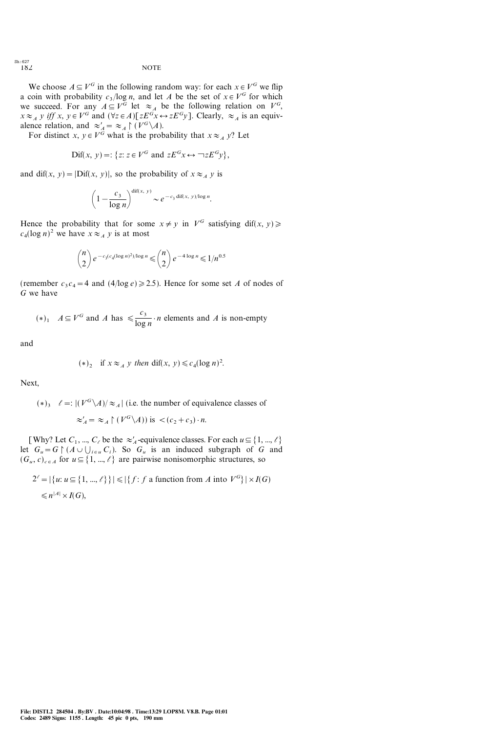We choose $A \subseteq V^G$ in the following random way: for each $x \in V^G$ we flip a coin with probability $c_3/\log n$, and let $A$ be the set of $x \in V^G$ for which we succeed. For any $A \subseteq V^G$ let $\approx_A$ be the following relation on $V^G$, $x \approx_A y$ *iff* $x, y \in V^G$ and $(\forall z \in A)[zE^G x \leftrightarrow zE^G y]$. Clearly, $\approx_A$ is an equivalence relation, and $\approx'_A = \approx_A \restriction (V^G \setminus A)$.

For distinct $x, y \in V^G$ what is the probability that $x \approx_A y$? Let

$$\operatorname{Dif}(x, y) =: \{z : z \in V^G \text{ and } zE^G x \leftrightarrow \neg zE^G y\},$$

and $\operatorname{dif}(x, y) = |\operatorname{Dif}(x, y)|$, so the probability of $x \approx_A y$ is

$$\left(1 - \frac{c_3}{\log n}\right)^{\operatorname{dif}(x, y)} \sim e^{-c_3 \operatorname{dif}(x, y)/\log n}.$$

Hence the probability that for some $x \neq y$ in $V^G$ satisfying $\operatorname{dif}(x, y) \geqslant c_4(\log n)^2$ we have $x \approx_A y$ is at most

$$\binom{n}{2} e^{-c_3(c_4(\log n)^2)/\log n} \leqslant \binom{n}{2} e^{-4 \log n} \leqslant 1/n^{0.5}$$

(remember $c_3 c_4 = 4$ and $(4/\log e) \geqslant 2.5$). Hence for some set $A$ of nodes of $G$ we have

$$(*)_1 \quad A \subseteq V^G \text{ and } A \text{ has } \leqslant \frac{c_3}{\log n} \cdot n \text{ elements and } A \text{ is non-empty}$$

and

$$(*)_2 \quad \text{if } x \approx_A y \textit{ then } \operatorname{dif}(x, y) \leqslant c_4(\log n)^2.$$

Next,

$(*)_3 \quad \ell =: |(V^G \setminus A)/\approx_A|$ (i.e. the number of equivalence classes of $\approx'_A = \approx_A \restriction (V^G \setminus A)$) is $< (c_2 + c_3) \cdot n$.

[Why? Let $C_1, \ldots, C_\ell$ be the $\approx'_A$-equivalence classes. For each $u \subseteq \{1, \ldots, \ell\}$ let $G_u = G \restriction (A \cup \bigcup_{i \in u} C_i)$. So $G_u$ is an induced subgraph of $G$ and $(G_u, c)_{c \in A}$ for $u \subseteq \{1, \ldots, \ell\}$ are pairwise nonisomorphic structures, so

$$2^\ell = |\{u : u \subseteq \{1, \ldots, \ell\}\}| \leqslant |\{f : f \text{ a function from } A \text{ into } V^G\}| \times I(G)$$
$$\leqslant n^{|A|} \times I(G),$$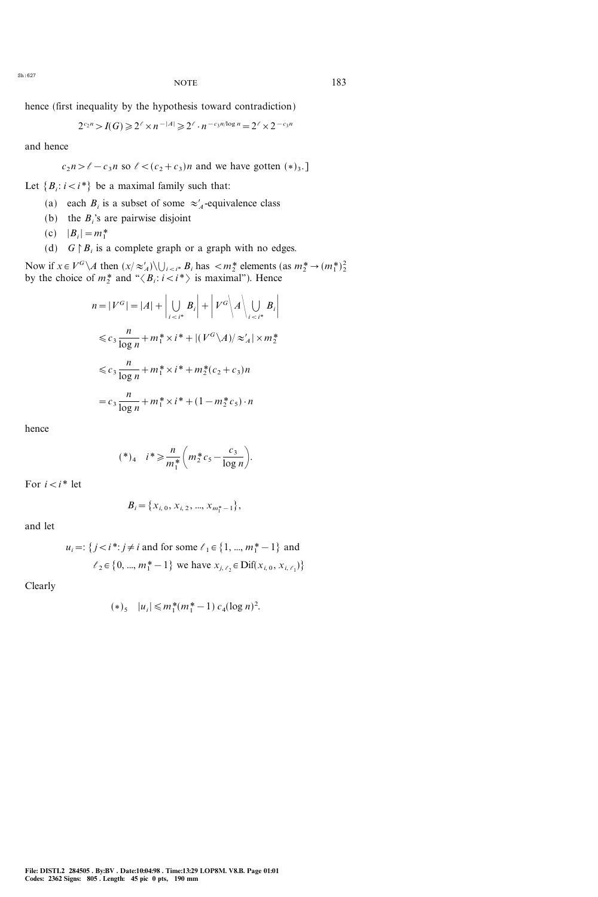hence (first inequality by the hypothesis toward contradiction)

$$2^{c_2 n} > I(G) \geqslant 2^{\ell} \times n^{-|A|} \geqslant 2^{\ell} \cdot n^{-c_3 n/\log n} = 2^{\ell} \times 2^{-c_3 n}$$

and hence

$c_2 n > \ell - c_3 n$ so $\ell < (c_2 + c_3) n$ and we have gotten $(*)_3$.]

Let $\{B_i : i < i^*\}$ be a maximal family such that:

(a) each $B_i$ is a subset of some $\approx'_A$-equivalence class

(b) the $B_i$'s are pairwise disjoint

(c) $|B_i| = m_1^*$

(d) $G \restriction B_i$ is a complete graph or a graph with no edges.

Now if $x \in V^G \backslash A$ then $(x/\approx'_A) \backslash \bigcup_{i<i^*} B_i$ has $< m_2^*$ elements (as $m_2^* \rightarrow (m_1^*)^2_2$ by the choice of $m_2^*$ and "$\langle B_i : i < i^* \rangle$ is maximal"). Hence

$$\begin{aligned}
n = |V^G| &= |A| + \left| \bigcup_{i<i^*} B_i \right| + \left| V^G \Big\backslash A \Big\backslash \bigcup_{i<i^*} B_i \right| \\
&\leqslant c_3 \frac{n}{\log n} + m_1^* \times i^* + |(V^G \backslash A)/\approx'_A| \times m_2^* \\
&\leqslant c_3 \frac{n}{\log n} + m_1^* \times i^* + m_2^* (c_2 + c_3) n \\
&= c_3 \frac{n}{\log n} + m_1^* \times i^* + (1 - m_2^* c_5) \cdot n
\end{aligned}$$

hence

$$(*)_4 \quad i^* \geqslant \frac{n}{m_1^*} \left( m_2^* c_5 - \frac{c_3}{\log n} \right).$$

For $i < i^*$ let

$$B_i = \{x_{i,0}, x_{i,2}, ..., x_{m_1^*-1}\},$$

and let

$$\begin{aligned}
u_i =: \{ j < i^* : j \neq i &\text{ and for some } \ell_1 \in \{1, ..., m_1^* - 1\} \text{ and} \\
\ell_2 \in \{0, ..., m_1^* - 1\} &\text{ we have } x_{j, \ell_2} \in \mathrm{Dif}(x_{i,0}, x_{i,\ell_1}) \}
\end{aligned}$$

Clearly

$$(*)_5 \quad |u_i| \leqslant m_1^* (m_1^* - 1)\, c_4 (\log n)^2.$$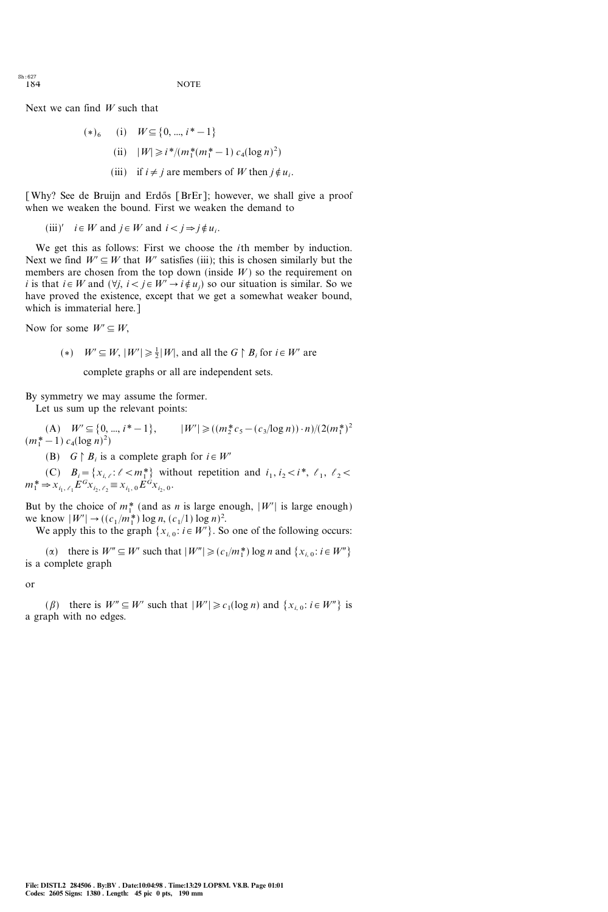Next we can find $W$ such that

$(*)_6$ (i) $W \subseteq \{0, ..., i^*-1\}$

(ii) $|W| \geqslant i^*/(m_1^*(m_1^*-1)\, c_4(\log n)^2)$

(iii) if $i \neq j$ are members of $W$ then $j \notin u_i$.

[Why? See de Bruijn and Erdős [BrEr]; however, we shall give a proof when we weaken the bound. First we weaken the demand to

(iii)′ $i \in W$ and $j \in W$ and $i < j \Rightarrow j \notin u_i$.

We get this as follows: First we choose the $i$th member by induction. Next we find $W' \subseteq W$ that $W'$ satisfies (iii); this is chosen similarly but the members are chosen from the top down (inside $W$) so the requirement on $i$ is that $i \in W$ and $(\forall j,\, i < j \in W' \rightarrow i \notin u_j)$ so our situation is similar. So we have proved the existence, except that we get a somewhat weaker bound, which is immaterial here.]

Now for some $W' \subseteq W$,

$(*)$ $W' \subseteq W$, $|W'| \geqslant \frac{1}{2}|W|$, and all the $G \restriction B_i$ for $i \in W'$ are complete graphs or all are independent sets.

By symmetry we may assume the former.

Let us sum up the relevant points:

(A) $W' \subseteq \{0, ..., i^*-1\}$, $\quad |W'| \geqslant ((m_2^* c_5 - (c_3/\log n)) \cdot n)/(2(m_1^*)^2 (m_1^*-1)\, c_4(\log n)^2)$

(B) $G \restriction B_i$ is a complete graph for $i \in W'$

(C) $B_i = \{x_{i,\ell} : \ell < m_1^*\}$ without repetition and $i_1, i_2 < i^*$, $\ell_1, \ell_2 < m_1^* \Rightarrow x_{i_1,\ell_1} E^G x_{i_2,\ell_2} \equiv x_{i_1,0} E^G x_{i_2,0}$.

But by the choice of $m_1^*$ (and as $n$ is large enough, $|W'|$ is large enough) we know $|W'| \rightarrow ((c_1/m_1^*) \log n, (c_1/1) \log n)^2$.

We apply this to the graph $\{x_{i,0} : i \in W'\}$. So one of the following occurs:

$(\alpha)$ there is $W'' \subseteq W'$ such that $|W''| \geqslant (c_1/m_1^*) \log n$ and $\{x_{i,0} : i \in W''\}$ is a complete graph

or

$(\beta)$ there is $W'' \subseteq W'$ such that $|W'| \geqslant c_1(\log n)$ and $\{x_{i,0} : i \in W''\}$ is a graph with no edges.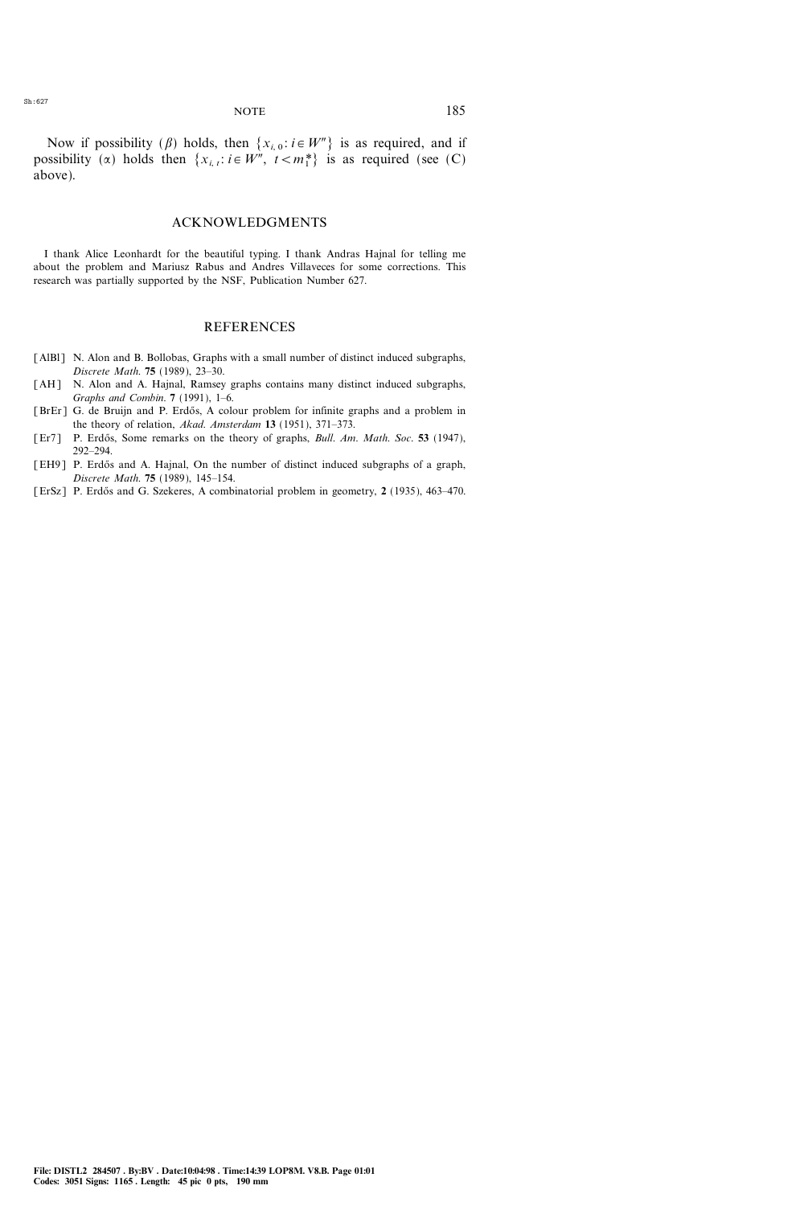Now if possibility ($\beta$) holds, then $\{x_{i,0} : i \in W''\}$ is as required, and if possibility ($\alpha$) holds then $\{x_{i,t} : i \in W'', \ t < m_1^*\}$ is as required (see (C) above).

## ACKNOWLEDGMENTS

I thank Alice Leonhardt for the beautiful typing. I thank Andras Hajnal for telling me about the problem and Mariusz Rabus and Andres Villaveces for some corrections. This research was partially supported by the NSF, Publication Number 627.

## REFERENCES

- [AlBl] N. Alon and B. Bollobas, Graphs with a small number of distinct induced subgraphs, *Discrete Math.* **75** (1989), 23–30.
- [AH] N. Alon and A. Hajnal, Ramsey graphs contains many distinct induced subgraphs, *Graphs and Combin.* **7** (1991), 1–6.
- [BrEr] G. de Bruijn and P. Erdős, A colour problem for infinite graphs and a problem in the theory of relation, *Akad. Amsterdam* **13** (1951), 371–373.
- [Er7] P. Erdős, Some remarks on the theory of graphs, *Bull. Am. Math. Soc.* **53** (1947), 292–294.
- [EH9] P. Erdős and A. Hajnal, On the number of distinct induced subgraphs of a graph, *Discrete Math.* **75** (1989), 145–154.
- [ErSz] P. Erdős and G. Szekeres, A combinatorial problem in geometry, **2** (1935), 463–470.